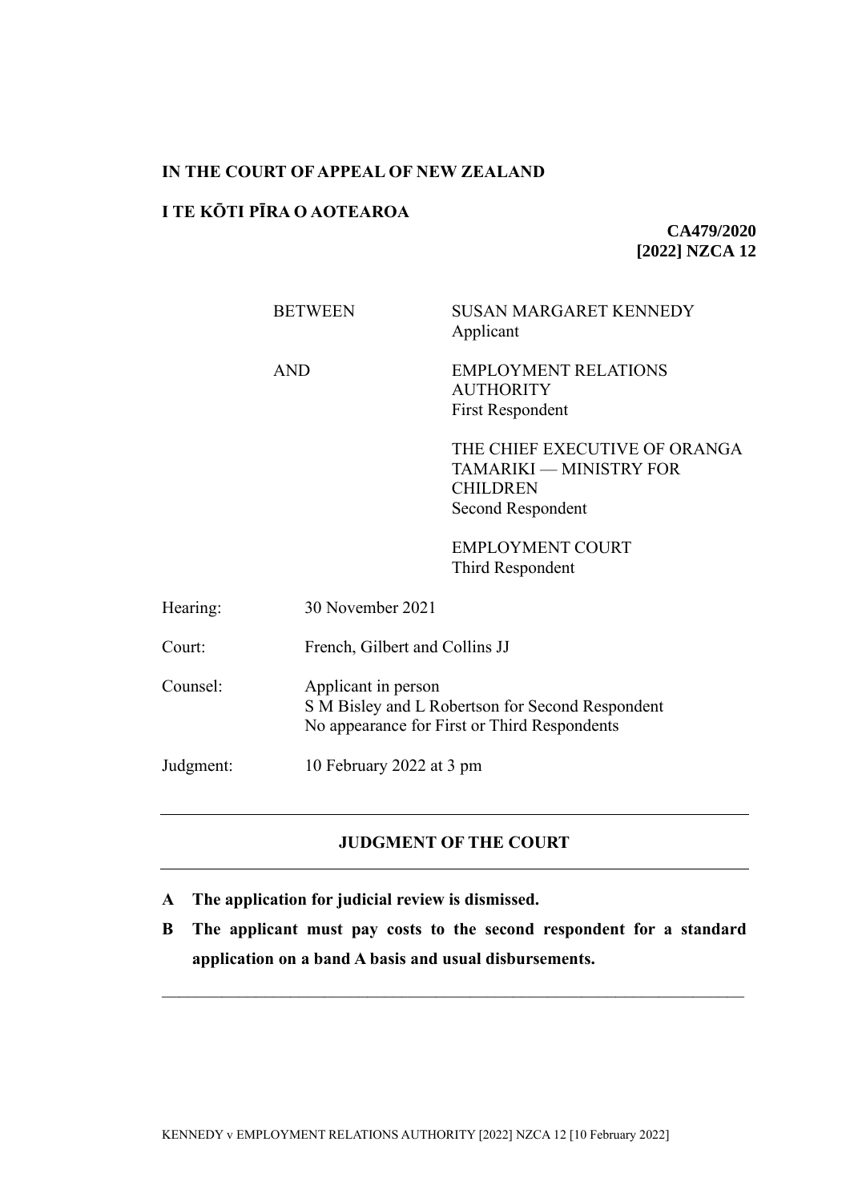**IN THE COURT OF APPEAL OF NEW ZEALAND**

**I TE KŌTI PĪRA O AOTEAROA**

**CA479/2020**
**[2022] NZCA 12**

| | |
|---|---|
| BETWEEN | SUSAN MARGARET KENNEDY<br>Applicant |
| AND | EMPLOYMENT RELATIONS AUTHORITY<br>First Respondent |
| | THE CHIEF EXECUTIVE OF ORANGA TAMARIKI — MINISTRY FOR CHILDREN<br>Second Respondent |
| | EMPLOYMENT COURT<br>Third Respondent |

| | |
|---|---|
| Hearing: | 30 November 2021 |
| Court: | French, Gilbert and Collins JJ |
| Counsel: | Applicant in person<br>S M Bisley and L Robertson for Second Respondent<br>No appearance for First or Third Respondents |
| Judgment: | 10 February 2022 at 3 pm |

---

**JUDGMENT OF THE COURT**

---

**A The application for judicial review is dismissed.**

**B The applicant must pay costs to the second respondent for a standard application on a band A basis and usual disbursements.**

---

KENNEDY v EMPLOYMENT RELATIONS AUTHORITY [2022] NZCA 12 [10 February 2022]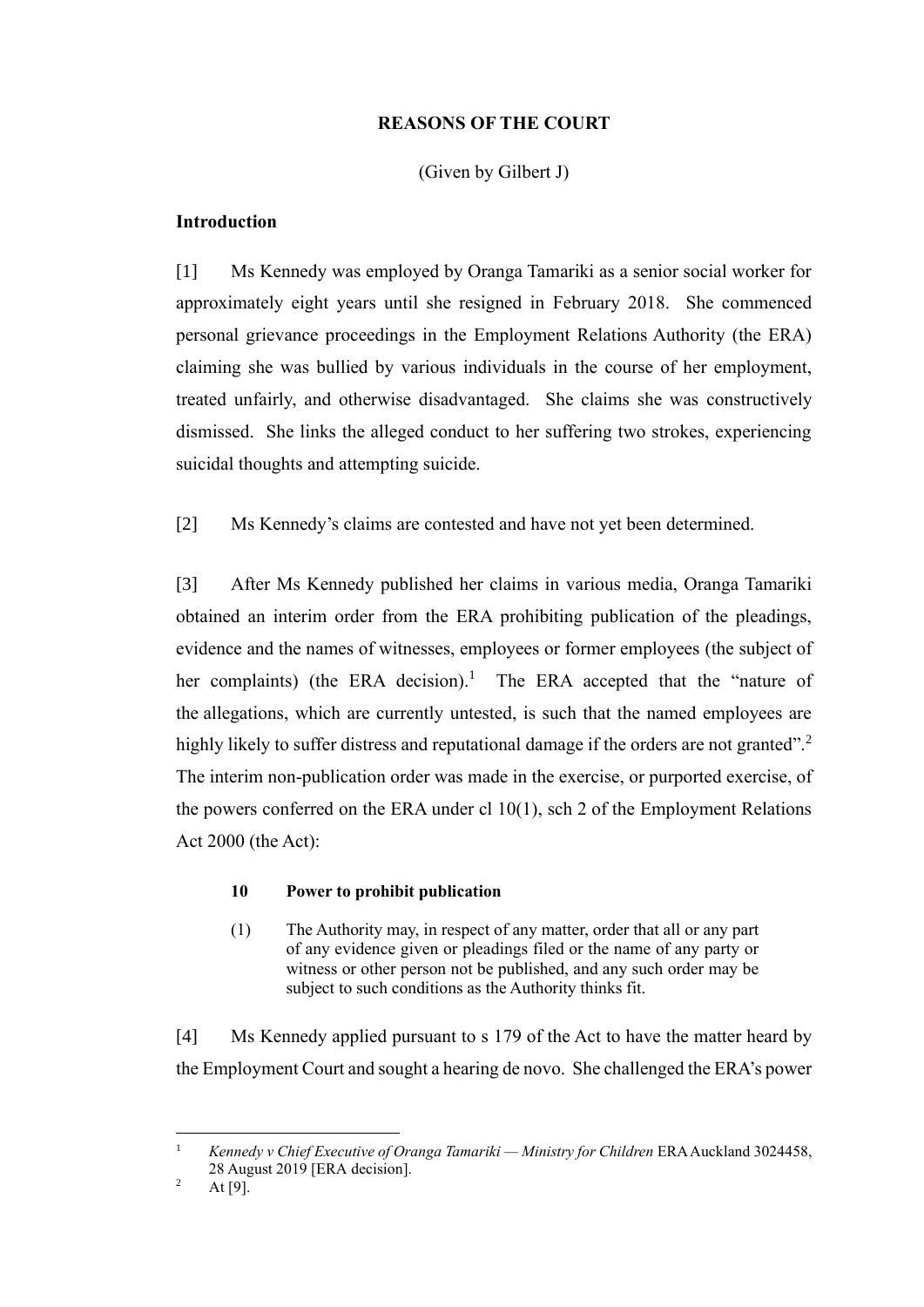**REASONS OF THE COURT**

(Given by Gilbert J)

## Introduction

[1] Ms Kennedy was employed by Oranga Tamariki as a senior social worker for approximately eight years until she resigned in February 2018. She commenced personal grievance proceedings in the Employment Relations Authority (the ERA) claiming she was bullied by various individuals in the course of her employment, treated unfairly, and otherwise disadvantaged. She claims she was constructively dismissed. She links the alleged conduct to her suffering two strokes, experiencing suicidal thoughts and attempting suicide.

[2] Ms Kennedy's claims are contested and have not yet been determined.

[3] After Ms Kennedy published her claims in various media, Oranga Tamariki obtained an interim order from the ERA prohibiting publication of the pleadings, evidence and the names of witnesses, employees or former employees (the subject of her complaints) (the ERA decision).[1] The ERA accepted that the "nature of the allegations, which are currently untested, is such that the named employees are highly likely to suffer distress and reputational damage if the orders are not granted".[2] The interim non-publication order was made in the exercise, or purported exercise, of the powers conferred on the ERA under cl 10(1), sch 2 of the Employment Relations Act 2000 (the Act):

> **10 Power to prohibit publication**
>
> (1) The Authority may, in respect of any matter, order that all or any part of any evidence given or pleadings filed or the name of any party or witness or other person not be published, and any such order may be subject to such conditions as the Authority thinks fit.

[4] Ms Kennedy applied pursuant to s 179 of the Act to have the matter heard by the Employment Court and sought a hearing de novo. She challenged the ERA's power

---

[1] *Kennedy v Chief Executive of Oranga Tamariki — Ministry for Children* ERA Auckland 3024458, 28 August 2019 [ERA decision].

[2] At [9].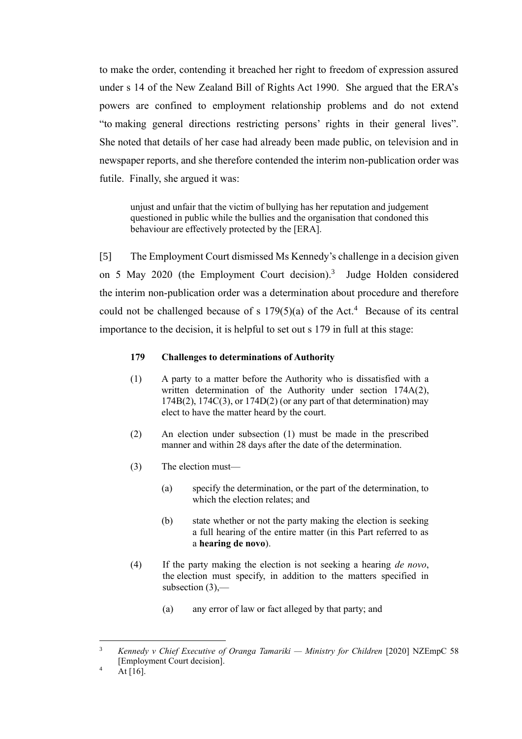to make the order, contending it breached her right to freedom of expression assured under s 14 of the New Zealand Bill of Rights Act 1990. She argued that the ERA's powers are confined to employment relationship problems and do not extend "to making general directions restricting persons' rights in their general lives". She noted that details of her case had already been made public, on television and in newspaper reports, and she therefore contended the interim non-publication order was futile. Finally, she argued it was:

> unjust and unfair that the victim of bullying has her reputation and judgement questioned in public while the bullies and the organisation that condoned this behaviour are effectively protected by the [ERA].

[5] The Employment Court dismissed Ms Kennedy's challenge in a decision given on 5 May 2020 (the Employment Court decision).[3] Judge Holden considered the interim non-publication order was a determination about procedure and therefore could not be challenged because of s 179(5)(a) of the Act.[4] Because of its central importance to the decision, it is helpful to set out s 179 in full at this stage:

> **179 Challenges to determinations of Authority**
>
> (1) A party to a matter before the Authority who is dissatisfied with a written determination of the Authority under section 174A(2), 174B(2), 174C(3), or 174D(2) (or any part of that determination) may elect to have the matter heard by the court.
>
> (2) An election under subsection (1) must be made in the prescribed manner and within 28 days after the date of the determination.
>
> (3) The election must—
>
> (a) specify the determination, or the part of the determination, to which the election relates; and
>
> (b) state whether or not the party making the election is seeking a full hearing of the entire matter (in this Part referred to as a **hearing de novo**).
>
> (4) If the party making the election is not seeking a hearing *de novo*, the election must specify, in addition to the matters specified in subsection (3),—
>
> (a) any error of law or fact alleged by that party; and

---

[3] *Kennedy v Chief Executive of Oranga Tamariki — Ministry for Children* [2020] NZEmpC 58 [Employment Court decision].

[4] At [16].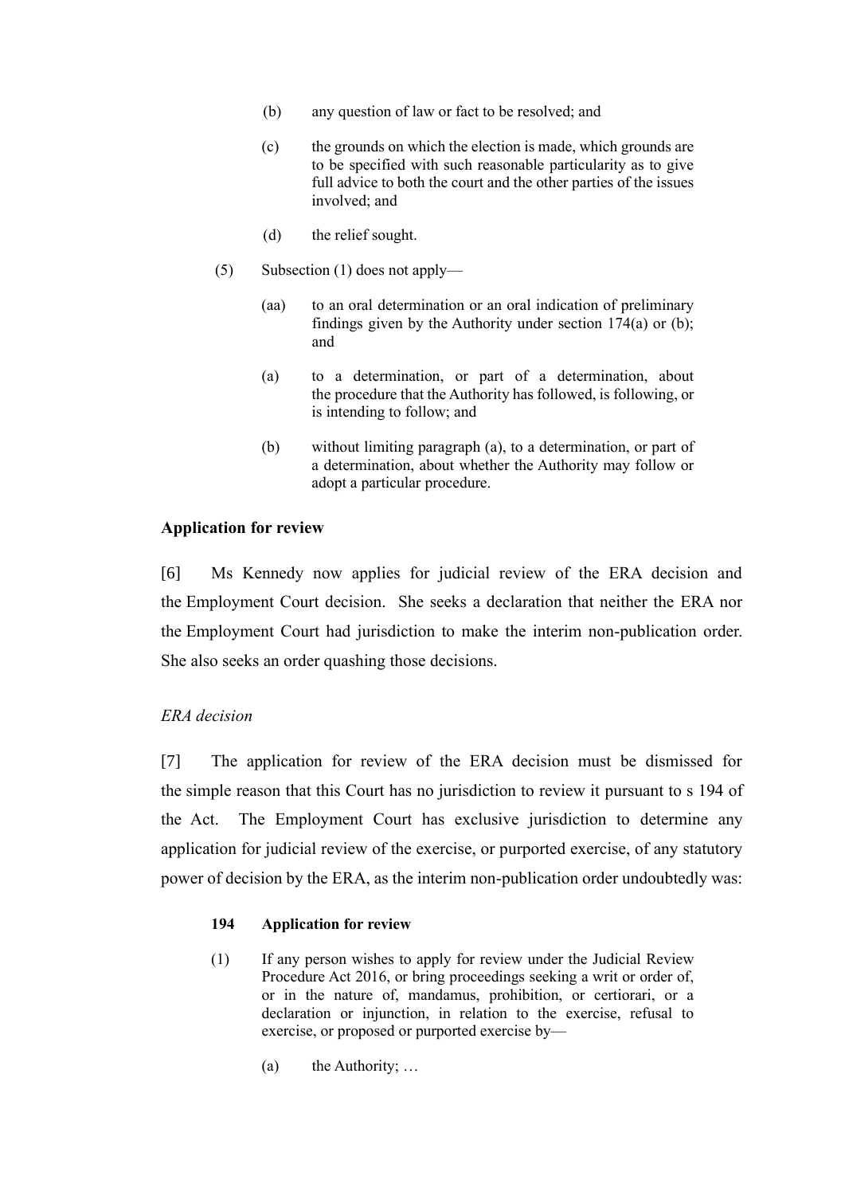(b) any question of law or fact to be resolved; and

(c) the grounds on which the election is made, which grounds are to be specified with such reasonable particularity as to give full advice to both the court and the other parties of the issues involved; and

(d) the relief sought.

(5) Subsection (1) does not apply—

(aa) to an oral determination or an oral indication of preliminary findings given by the Authority under section 174(a) or (b); and

(a) to a determination, or part of a determination, about the procedure that the Authority has followed, is following, or is intending to follow; and

(b) without limiting paragraph (a), to a determination, or part of a determination, about whether the Authority may follow or adopt a particular procedure.

**Application for review**

[6] Ms Kennedy now applies for judicial review of the ERA decision and the Employment Court decision. She seeks a declaration that neither the ERA nor the Employment Court had jurisdiction to make the interim non-publication order. She also seeks an order quashing those decisions.

*ERA decision*

[7] The application for review of the ERA decision must be dismissed for the simple reason that this Court has no jurisdiction to review it pursuant to s 194 of the Act. The Employment Court has exclusive jurisdiction to determine any application for judicial review of the exercise, or purported exercise, of any statutory power of decision by the ERA, as the interim non-publication order undoubtedly was:

> **194 Application for review**
>
> (1) If any person wishes to apply for review under the Judicial Review Procedure Act 2016, or bring proceedings seeking a writ or order of, or in the nature of, mandamus, prohibition, or certiorari, or a declaration or injunction, in relation to the exercise, refusal to exercise, or proposed or purported exercise by—
>
> (a) the Authority; …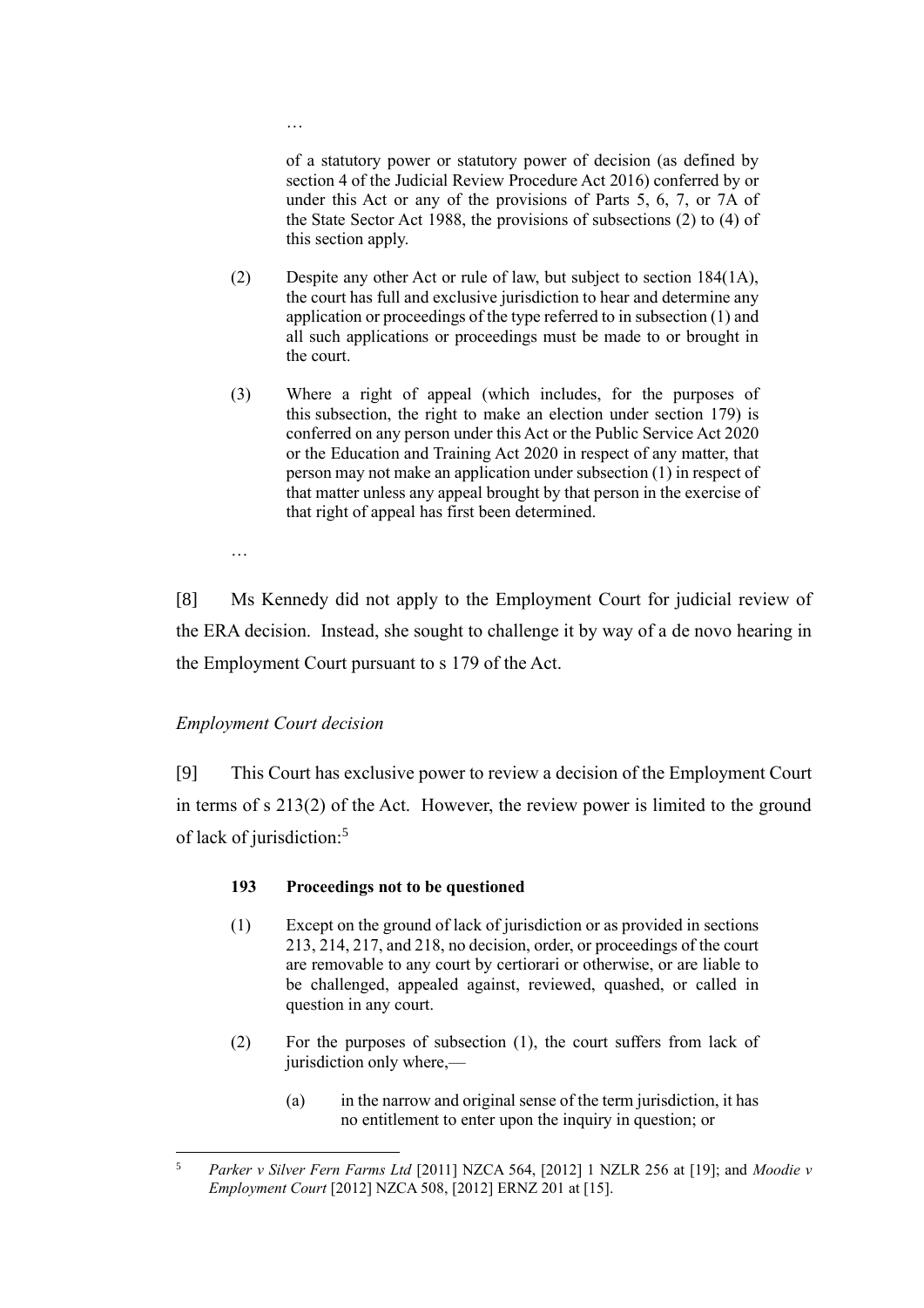…

> of a statutory power or statutory power of decision (as defined by section 4 of the Judicial Review Procedure Act 2016) conferred by or under this Act or any of the provisions of Parts 5, 6, 7, or 7A of the State Sector Act 1988, the provisions of subsections (2) to (4) of this section apply.
>
> (2) Despite any other Act or rule of law, but subject to section 184(1A), the court has full and exclusive jurisdiction to hear and determine any application or proceedings of the type referred to in subsection (1) and all such applications or proceedings must be made to or brought in the court.
>
> (3) Where a right of appeal (which includes, for the purposes of this subsection, the right to make an election under section 179) is conferred on any person under this Act or the Public Service Act 2020 or the Education and Training Act 2020 in respect of any matter, that person may not make an application under subsection (1) in respect of that matter unless any appeal brought by that person in the exercise of that right of appeal has first been determined.
>
> …

[8] Ms Kennedy did not apply to the Employment Court for judicial review of the ERA decision. Instead, she sought to challenge it by way of a de novo hearing in the Employment Court pursuant to s 179 of the Act.

*Employment Court decision*

[9] This Court has exclusive power to review a decision of the Employment Court in terms of s 213(2) of the Act. However, the review power is limited to the ground of lack of jurisdiction:[5]

> **193 Proceedings not to be questioned**
>
> (1) Except on the ground of lack of jurisdiction or as provided in sections 213, 214, 217, and 218, no decision, order, or proceedings of the court are removable to any court by certiorari or otherwise, or are liable to be challenged, appealed against, reviewed, quashed, or called in question in any court.
>
> (2) For the purposes of subsection (1), the court suffers from lack of jurisdiction only where,—
>
> (a) in the narrow and original sense of the term jurisdiction, it has no entitlement to enter upon the inquiry in question; or

[5] *Parker v Silver Fern Farms Ltd* [2011] NZCA 564, [2012] 1 NZLR 256 at [19]; and *Moodie v Employment Court* [2012] NZCA 508, [2012] ERNZ 201 at [15].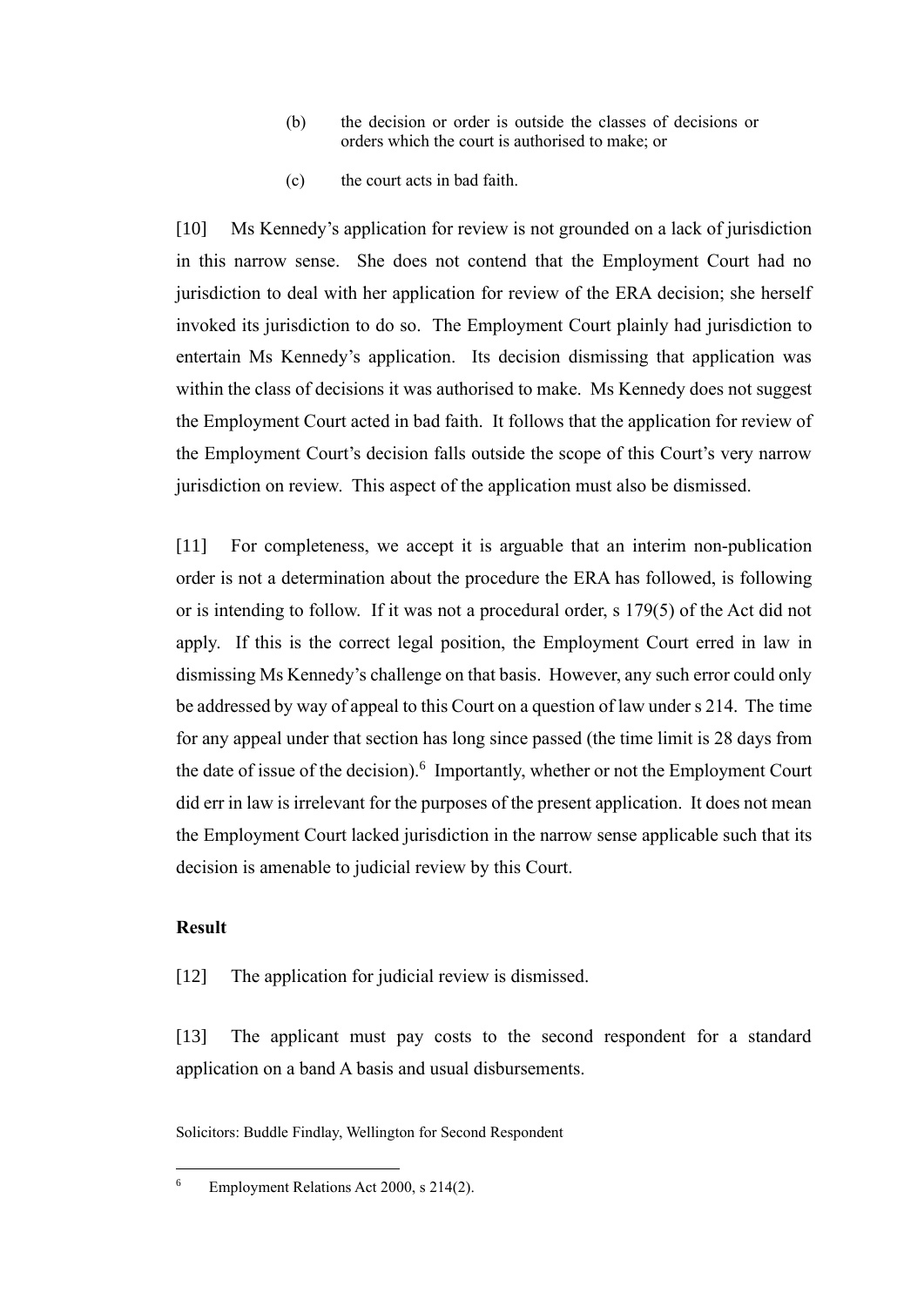(b) the decision or order is outside the classes of decisions or orders which the court is authorised to make; or

(c) the court acts in bad faith.

[10] Ms Kennedy's application for review is not grounded on a lack of jurisdiction in this narrow sense. She does not contend that the Employment Court had no jurisdiction to deal with her application for review of the ERA decision; she herself invoked its jurisdiction to do so. The Employment Court plainly had jurisdiction to entertain Ms Kennedy's application. Its decision dismissing that application was within the class of decisions it was authorised to make. Ms Kennedy does not suggest the Employment Court acted in bad faith. It follows that the application for review of the Employment Court's decision falls outside the scope of this Court's very narrow jurisdiction on review. This aspect of the application must also be dismissed.

[11] For completeness, we accept it is arguable that an interim non-publication order is not a determination about the procedure the ERA has followed, is following or is intending to follow. If it was not a procedural order, s 179(5) of the Act did not apply. If this is the correct legal position, the Employment Court erred in law in dismissing Ms Kennedy's challenge on that basis. However, any such error could only be addressed by way of appeal to this Court on a question of law under s 214. The time for any appeal under that section has long since passed (the time limit is 28 days from the date of issue of the decision).[6] Importantly, whether or not the Employment Court did err in law is irrelevant for the purposes of the present application. It does not mean the Employment Court lacked jurisdiction in the narrow sense applicable such that its decision is amenable to judicial review by this Court.

## Result

[12] The application for judicial review is dismissed.

[13] The applicant must pay costs to the second respondent for a standard application on a band A basis and usual disbursements.

Solicitors: Buddle Findlay, Wellington for Second Respondent

[6] Employment Relations Act 2000, s 214(2).